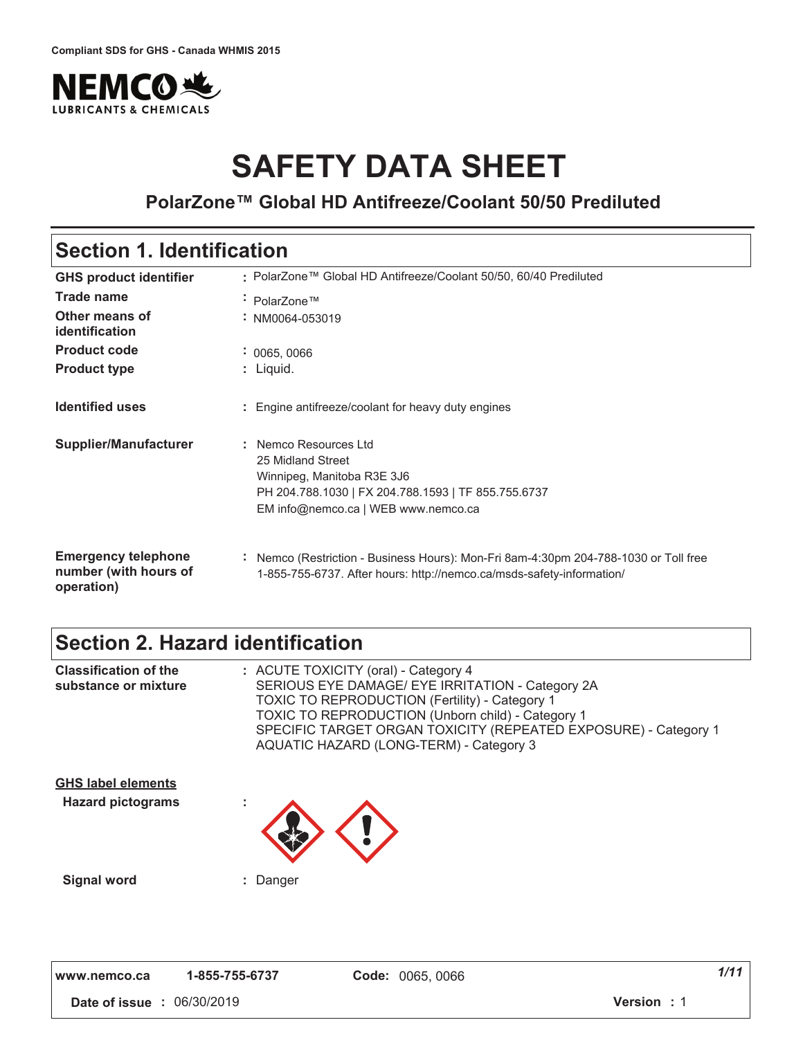Compliant SDS for GHS - Canada WHMIS 2015

NEMCO LUBRICANTS & CHEMICALS

# SAFETY DATA SHEET

## PolarZone™ Global HD Antifreeze/Coolant 50/50 Prediluted

## Section 1. Identification

| | |
|---|---|
| **GHS product identifier** | : PolarZone™ Global HD Antifreeze/Coolant 50/50, 60/40 Prediluted |
| **Trade name** | : PolarZone™ |
| **Other means of identification** | : NM0064-053019 |
| **Product code** | : 0065, 0066 |
| **Product type** | : Liquid. |
| **Identified uses** | : Engine antifreeze/coolant for heavy duty engines |
| **Supplier/Manufacturer** | : Nemco Resources Ltd<br>25 Midland Street<br>Winnipeg, Manitoba R3E 3J6<br>PH 204.788.1030 \| FX 204.788.1593 \| TF 855.755.6737<br>EM info@nemco.ca \| WEB www.nemco.ca |
| **Emergency telephone number (with hours of operation)** | : Nemco (Restriction - Business Hours): Mon-Fri 8am-4:30pm 204-788-1030 or Toll free 1-855-755-6737. After hours: http://nemco.ca/msds-safety-information/ |

## Section 2. Hazard identification

| | |
|---|---|
| **Classification of the substance or mixture** | : ACUTE TOXICITY (oral) - Category 4<br>SERIOUS EYE DAMAGE/ EYE IRRITATION - Category 2A<br>TOXIC TO REPRODUCTION (Fertility) - Category 1<br>TOXIC TO REPRODUCTION (Unborn child) - Category 1<br>SPECIFIC TARGET ORGAN TOXICITY (REPEATED EXPOSURE) - Category 1<br>AQUATIC HAZARD (LONG-TERM) - Category 3 |

**GHS label elements**

| | |
|---|---|
| **Hazard pictograms** | : |
| **Signal word** | : Danger |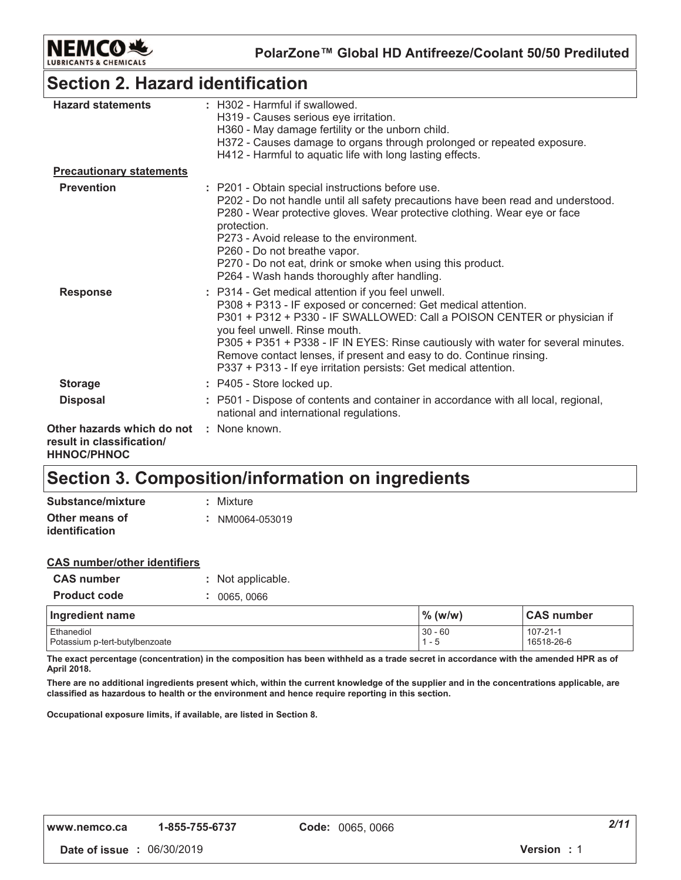## Section 2. Hazard identification

**Hazard statements** : H302 - Harmful if swallowed.
H319 - Causes serious eye irritation.
H360 - May damage fertility or the unborn child.
H372 - Causes damage to organs through prolonged or repeated exposure.
H412 - Harmful to aquatic life with long lasting effects.

**Precautionary statements**

**Prevention** : P201 - Obtain special instructions before use.
P202 - Do not handle until all safety precautions have been read and understood.
P280 - Wear protective gloves. Wear protective clothing. Wear eye or face protection.
P273 - Avoid release to the environment.
P260 - Do not breathe vapor.
P270 - Do not eat, drink or smoke when using this product.
P264 - Wash hands thoroughly after handling.

**Response** : P314 - Get medical attention if you feel unwell.
P308 + P313 - IF exposed or concerned: Get medical attention.
P301 + P312 + P330 - IF SWALLOWED: Call a POISON CENTER or physician if you feel unwell. Rinse mouth.
P305 + P351 + P338 - IF IN EYES: Rinse cautiously with water for several minutes. Remove contact lenses, if present and easy to do. Continue rinsing.
P337 + P313 - If eye irritation persists: Get medical attention.

**Storage** : P405 - Store locked up.

**Disposal** : P501 - Dispose of contents and container in accordance with all local, regional, national and international regulations.

**Other hazards which do not result in classification/ HHNOC/PHNOC** : None known.

## Section 3. Composition/information on ingredients

**Substance/mixture** : Mixture

**Other means of identification** : NM0064-053019

**CAS number/other identifiers**

**CAS number** : Not applicable.

**Product code** : 0065, 0066

| Ingredient name | % (w/w) | CAS number |
|---|---|---|
| Ethanediol | 30 - 60 | 107-21-1 |
| Potassium p-tert-butylbenzoate | 1 - 5 | 16518-26-6 |

**The exact percentage (concentration) in the composition has been withheld as a trade secret in accordance with the amended HPR as of April 2018.**

**There are no additional ingredients present which, within the current knowledge of the supplier and in the concentrations applicable, are classified as hazardous to health or the environment and hence require reporting in this section.**

**Occupational exposure limits, if available, are listed in Section 8.**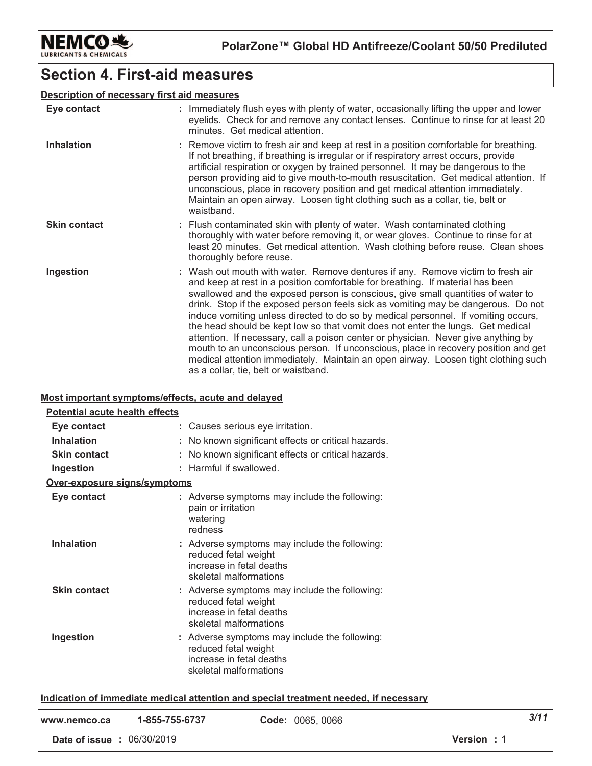## Section 4. First-aid measures

**Description of necessary first aid measures**

| | |
|---|---|
| **Eye contact** | : Immediately flush eyes with plenty of water, occasionally lifting the upper and lower eyelids. Check for and remove any contact lenses. Continue to rinse for at least 20 minutes. Get medical attention. |
| **Inhalation** | : Remove victim to fresh air and keep at rest in a position comfortable for breathing. If not breathing, if breathing is irregular or if respiratory arrest occurs, provide artificial respiration or oxygen by trained personnel. It may be dangerous to the person providing aid to give mouth-to-mouth resuscitation. Get medical attention. If unconscious, place in recovery position and get medical attention immediately. Maintain an open airway. Loosen tight clothing such as a collar, tie, belt or waistband. |
| **Skin contact** | : Flush contaminated skin with plenty of water. Wash contaminated clothing thoroughly with water before removing it, or wear gloves. Continue to rinse for at least 20 minutes. Get medical attention. Wash clothing before reuse. Clean shoes thoroughly before reuse. |
| **Ingestion** | : Wash out mouth with water. Remove dentures if any. Remove victim to fresh air and keep at rest in a position comfortable for breathing. If material has been swallowed and the exposed person is conscious, give small quantities of water to drink. Stop if the exposed person feels sick as vomiting may be dangerous. Do not induce vomiting unless directed to do so by medical personnel. If vomiting occurs, the head should be kept low so that vomit does not enter the lungs. Get medical attention. If necessary, call a poison center or physician. Never give anything by mouth to an unconscious person. If unconscious, place in recovery position and get medical attention immediately. Maintain an open airway. Loosen tight clothing such as a collar, tie, belt or waistband. |

**Most important symptoms/effects, acute and delayed**

**Potential acute health effects**

| | |
|---|---|
| **Eye contact** | : Causes serious eye irritation. |
| **Inhalation** | : No known significant effects or critical hazards. |
| **Skin contact** | : No known significant effects or critical hazards. |
| **Ingestion** | : Harmful if swallowed. |

**Over-exposure signs/symptoms**

| | |
|---|---|
| **Eye contact** | : Adverse symptoms may include the following:<br>pain or irritation<br>watering<br>redness |
| **Inhalation** | : Adverse symptoms may include the following:<br>reduced fetal weight<br>increase in fetal deaths<br>skeletal malformations |
| **Skin contact** | : Adverse symptoms may include the following:<br>reduced fetal weight<br>increase in fetal deaths<br>skeletal malformations |
| **Ingestion** | : Adverse symptoms may include the following:<br>reduced fetal weight<br>increase in fetal deaths<br>skeletal malformations |

**Indication of immediate medical attention and special treatment needed, if necessary**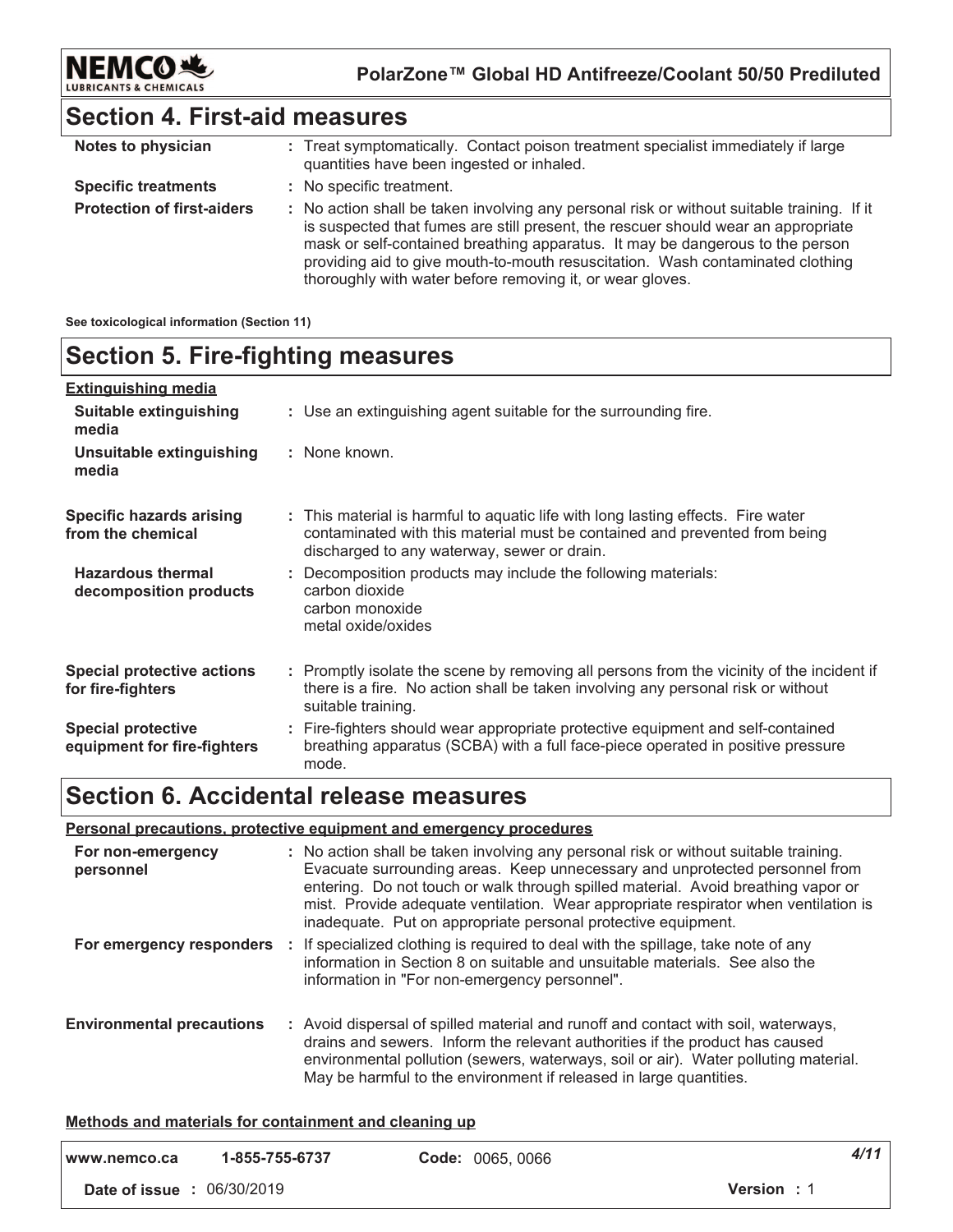## Section 4. First-aid measures

| | |
|---|---|
| **Notes to physician** | : Treat symptomatically. Contact poison treatment specialist immediately if large quantities have been ingested or inhaled. |
| **Specific treatments** | : No specific treatment. |
| **Protection of first-aiders** | : No action shall be taken involving any personal risk or without suitable training. If it is suspected that fumes are still present, the rescuer should wear an appropriate mask or self-contained breathing apparatus. It may be dangerous to the person providing aid to give mouth-to-mouth resuscitation. Wash contaminated clothing thoroughly with water before removing it, or wear gloves. |

**See toxicological information (Section 11)**

## Section 5. Fire-fighting measures

**Extinguishing media**

| | |
|---|---|
| **Suitable extinguishing media** | : Use an extinguishing agent suitable for the surrounding fire. |
| **Unsuitable extinguishing media** | : None known. |
| **Specific hazards arising from the chemical** | : This material is harmful to aquatic life with long lasting effects. Fire water contaminated with this material must be contained and prevented from being discharged to any waterway, sewer or drain. |
| **Hazardous thermal decomposition products** | : Decomposition products may include the following materials: carbon dioxide, carbon monoxide, metal oxide/oxides |
| **Special protective actions for fire-fighters** | : Promptly isolate the scene by removing all persons from the vicinity of the incident if there is a fire. No action shall be taken involving any personal risk or without suitable training. |
| **Special protective equipment for fire-fighters** | : Fire-fighters should wear appropriate protective equipment and self-contained breathing apparatus (SCBA) with a full face-piece operated in positive pressure mode. |

## Section 6. Accidental release measures

**Personal precautions, protective equipment and emergency procedures**

| | |
|---|---|
| **For non-emergency personnel** | : No action shall be taken involving any personal risk or without suitable training. Evacuate surrounding areas. Keep unnecessary and unprotected personnel from entering. Do not touch or walk through spilled material. Avoid breathing vapor or mist. Provide adequate ventilation. Wear appropriate respirator when ventilation is inadequate. Put on appropriate personal protective equipment. |
| **For emergency responders** | : If specialized clothing is required to deal with the spillage, take note of any information in Section 8 on suitable and unsuitable materials. See also the information in "For non-emergency personnel". |
| **Environmental precautions** | : Avoid dispersal of spilled material and runoff and contact with soil, waterways, drains and sewers. Inform the relevant authorities if the product has caused environmental pollution (sewers, waterways, soil or air). Water polluting material. May be harmful to the environment if released in large quantities. |

**Methods and materials for containment and cleaning up**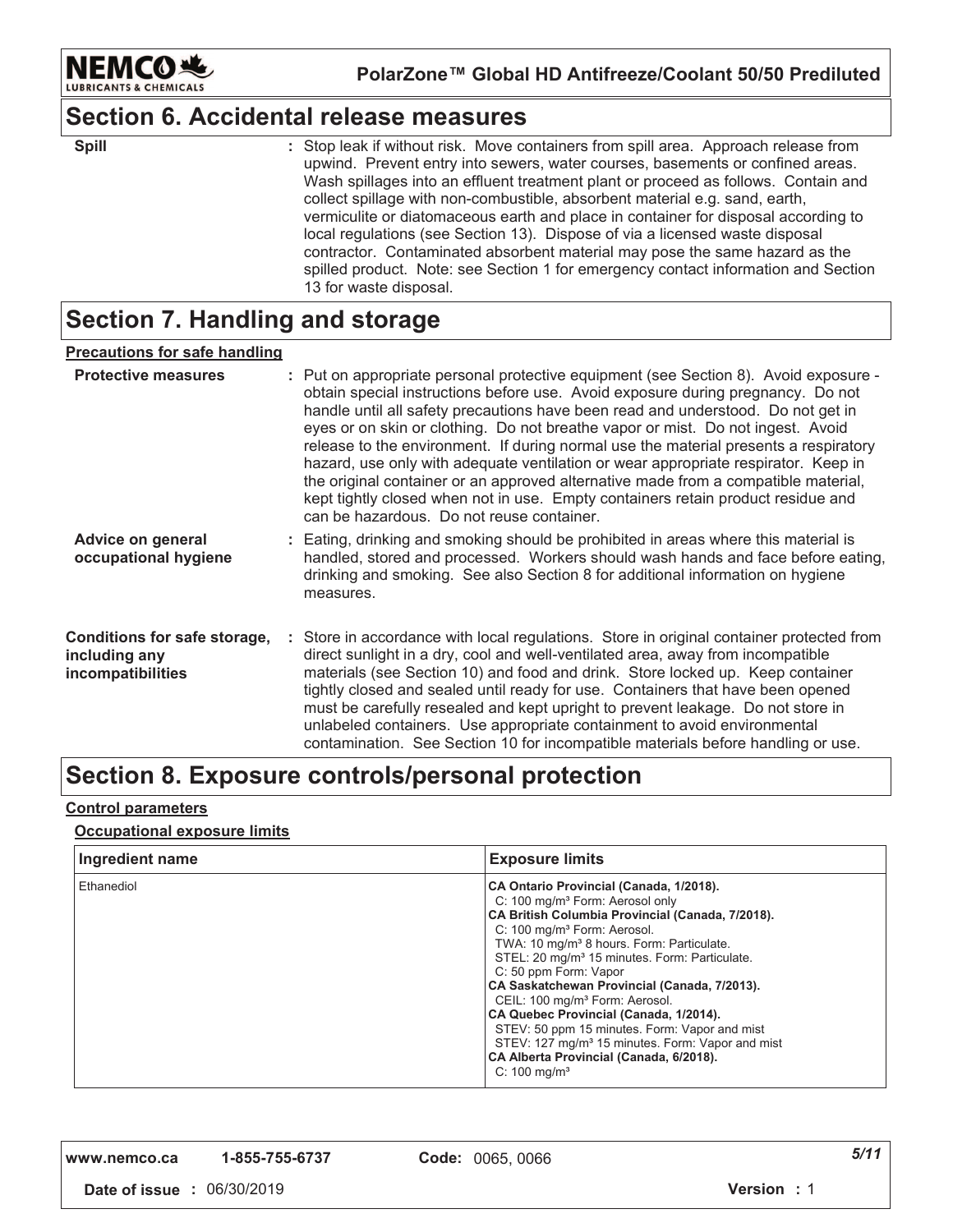## Section 6. Accidental release measures

| | |
|---|---|
| **Spill** | : Stop leak if without risk. Move containers from spill area. Approach release from upwind. Prevent entry into sewers, water courses, basements or confined areas. Wash spillages into an effluent treatment plant or proceed as follows. Contain and collect spillage with non-combustible, absorbent material e.g. sand, earth, vermiculite or diatomaceous earth and place in container for disposal according to local regulations (see Section 13). Dispose of via a licensed waste disposal contractor. Contaminated absorbent material may pose the same hazard as the spilled product. Note: see Section 1 for emergency contact information and Section 13 for waste disposal. |

## Section 7. Handling and storage

**Precautions for safe handling**

| | |
|---|---|
| **Protective measures** | : Put on appropriate personal protective equipment (see Section 8). Avoid exposure - obtain special instructions before use. Avoid exposure during pregnancy. Do not handle until all safety precautions have been read and understood. Do not get in eyes or on skin or clothing. Do not breathe vapor or mist. Do not ingest. Avoid release to the environment. If during normal use the material presents a respiratory hazard, use only with adequate ventilation or wear appropriate respirator. Keep in the original container or an approved alternative made from a compatible material, kept tightly closed when not in use. Empty containers retain product residue and can be hazardous. Do not reuse container. |
| **Advice on general occupational hygiene** | : Eating, drinking and smoking should be prohibited in areas where this material is handled, stored and processed. Workers should wash hands and face before eating, drinking and smoking. See also Section 8 for additional information on hygiene measures. |
| **Conditions for safe storage, including any incompatibilities** | : Store in accordance with local regulations. Store in original container protected from direct sunlight in a dry, cool and well-ventilated area, away from incompatible materials (see Section 10) and food and drink. Store locked up. Keep container tightly closed and sealed until ready for use. Containers that have been opened must be carefully resealed and kept upright to prevent leakage. Do not store in unlabeled containers. Use appropriate containment to avoid environmental contamination. See Section 10 for incompatible materials before handling or use. |

## Section 8. Exposure controls/personal protection

**Control parameters**

**Occupational exposure limits**

| Ingredient name | Exposure limits |
|---|---|
| Ethanediol | **CA Ontario Provincial (Canada, 1/2018).**<br>C: 100 mg/m³ Form: Aerosol only<br>**CA British Columbia Provincial (Canada, 7/2018).**<br>C: 100 mg/m³ Form: Aerosol.<br>TWA: 10 mg/m³ 8 hours. Form: Particulate.<br>STEL: 20 mg/m³ 15 minutes. Form: Particulate.<br>C: 50 ppm Form: Vapor<br>**CA Saskatchewan Provincial (Canada, 7/2013).**<br>CEIL: 100 mg/m³ Form: Aerosol.<br>**CA Quebec Provincial (Canada, 1/2014).**<br>STEV: 50 ppm 15 minutes. Form: Vapor and mist<br>STEV: 127 mg/m³ 15 minutes. Form: Vapor and mist<br>**CA Alberta Provincial (Canada, 6/2018).**<br>C: 100 mg/m³ |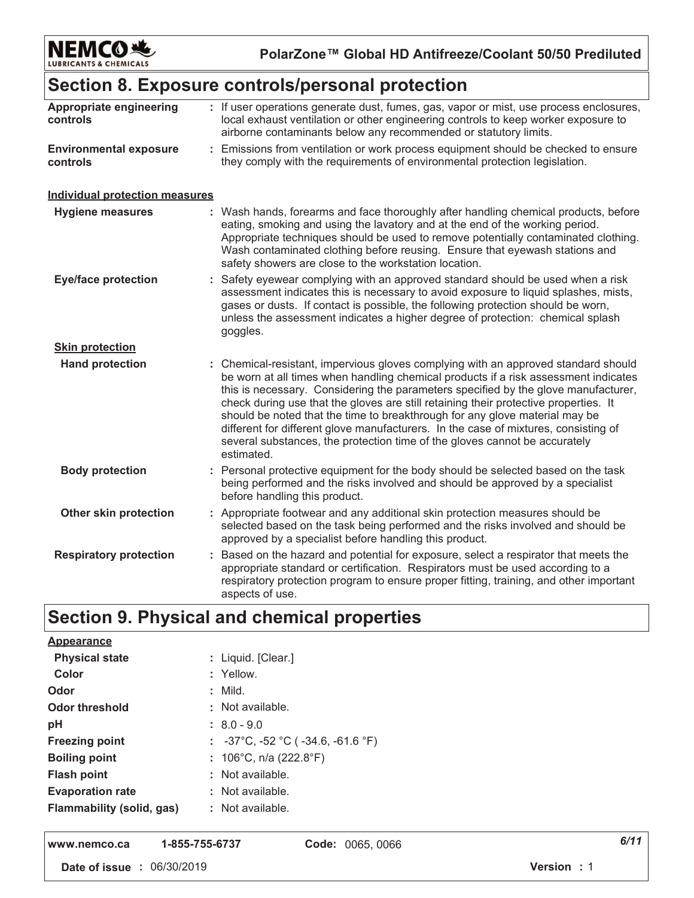## Section 8. Exposure controls/personal protection

| | |
|---|---|
| **Appropriate engineering controls** | : If user operations generate dust, fumes, gas, vapor or mist, use process enclosures, local exhaust ventilation or other engineering controls to keep worker exposure to airborne contaminants below any recommended or statutory limits. |
| **Environmental exposure controls** | : Emissions from ventilation or work process equipment should be checked to ensure they comply with the requirements of environmental protection legislation. |

**Individual protection measures**

| | |
|---|---|
| **Hygiene measures** | : Wash hands, forearms and face thoroughly after handling chemical products, before eating, smoking and using the lavatory and at the end of the working period. Appropriate techniques should be used to remove potentially contaminated clothing. Wash contaminated clothing before reusing. Ensure that eyewash stations and safety showers are close to the workstation location. |
| **Eye/face protection** | : Safety eyewear complying with an approved standard should be used when a risk assessment indicates this is necessary to avoid exposure to liquid splashes, mists, gases or dusts. If contact is possible, the following protection should be worn, unless the assessment indicates a higher degree of protection: chemical splash goggles. |

**Skin protection**

| | |
|---|---|
| **Hand protection** | : Chemical-resistant, impervious gloves complying with an approved standard should be worn at all times when handling chemical products if a risk assessment indicates this is necessary. Considering the parameters specified by the glove manufacturer, check during use that the gloves are still retaining their protective properties. It should be noted that the time to breakthrough for any glove material may be different for different glove manufacturers. In the case of mixtures, consisting of several substances, the protection time of the gloves cannot be accurately estimated. |
| **Body protection** | : Personal protective equipment for the body should be selected based on the task being performed and the risks involved and should be approved by a specialist before handling this product. |
| **Other skin protection** | : Appropriate footwear and any additional skin protection measures should be selected based on the task being performed and the risks involved and should be approved by a specialist before handling this product. |
| **Respiratory protection** | : Based on the hazard and potential for exposure, select a respirator that meets the appropriate standard or certification. Respirators must be used according to a respiratory protection program to ensure proper fitting, training, and other important aspects of use. |

## Section 9. Physical and chemical properties

**Appearance**

| | |
|---|---|
| **Physical state** | : Liquid. [Clear.] |
| **Color** | : Yellow. |
| **Odor** | : Mild. |
| **Odor threshold** | : Not available. |
| **pH** | : 8.0 - 9.0 |
| **Freezing point** | : -37°C, -52 °C ( -34.6, -61.6 °F) |
| **Boiling point** | : 106°C, n/a (222.8°F) |
| **Flash point** | : Not available. |
| **Evaporation rate** | : Not available. |
| **Flammability (solid, gas)** | : Not available. |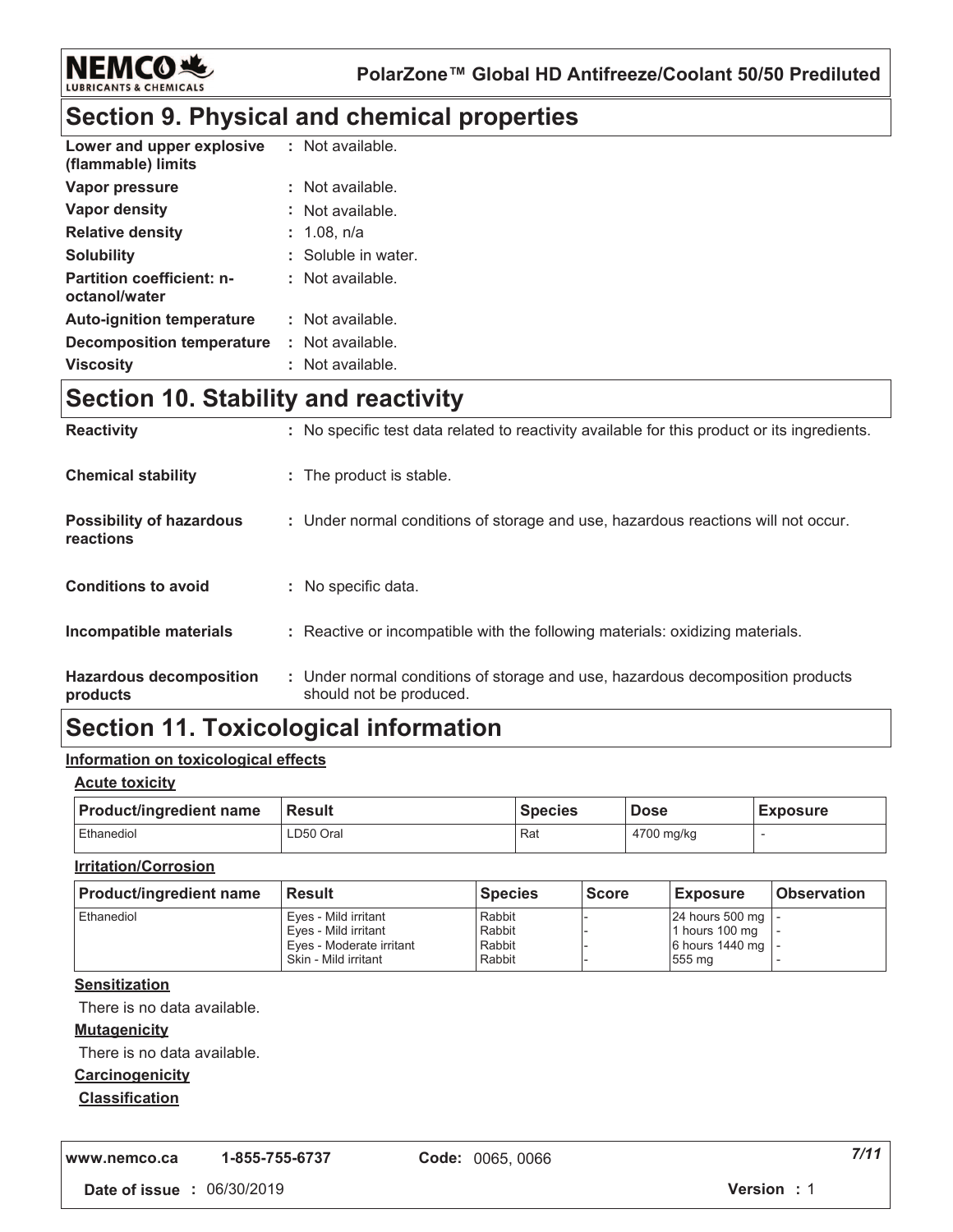## Section 9. Physical and chemical properties

| | |
|---|---|
| **Lower and upper explosive (flammable) limits** | : Not available. |
| **Vapor pressure** | : Not available. |
| **Vapor density** | : Not available. |
| **Relative density** | : 1.08, n/a |
| **Solubility** | : Soluble in water. |
| **Partition coefficient: n-octanol/water** | : Not available. |
| **Auto-ignition temperature** | : Not available. |
| **Decomposition temperature** | : Not available. |
| **Viscosity** | : Not available. |

## Section 10. Stability and reactivity

| | |
|---|---|
| **Reactivity** | : No specific test data related to reactivity available for this product or its ingredients. |
| **Chemical stability** | : The product is stable. |
| **Possibility of hazardous reactions** | : Under normal conditions of storage and use, hazardous reactions will not occur. |
| **Conditions to avoid** | : No specific data. |
| **Incompatible materials** | : Reactive or incompatible with the following materials: oxidizing materials. |
| **Hazardous decomposition products** | : Under normal conditions of storage and use, hazardous decomposition products should not be produced. |

## Section 11. Toxicological information

**Information on toxicological effects**

**Acute toxicity**

| Product/ingredient name | Result | Species | Dose | Exposure |
|---|---|---|---|---|
| Ethanediol | LD50 Oral | Rat | 4700 mg/kg | - |

**Irritation/Corrosion**

| Product/ingredient name | Result | Species | Score | Exposure | Observation |
|---|---|---|---|---|---|
| Ethanediol | Eyes - Mild irritant | Rabbit | - | 24 hours 500 mg | - |
| | Eyes - Mild irritant | Rabbit | - | 1 hours 100 mg | - |
| | Eyes - Moderate irritant | Rabbit | - | 6 hours 1440 mg | - |
| | Skin - Mild irritant | Rabbit | - | 555 mg | - |

**Sensitization**

There is no data available.

**Mutagenicity**

There is no data available.

**Carcinogenicity**

**Classification**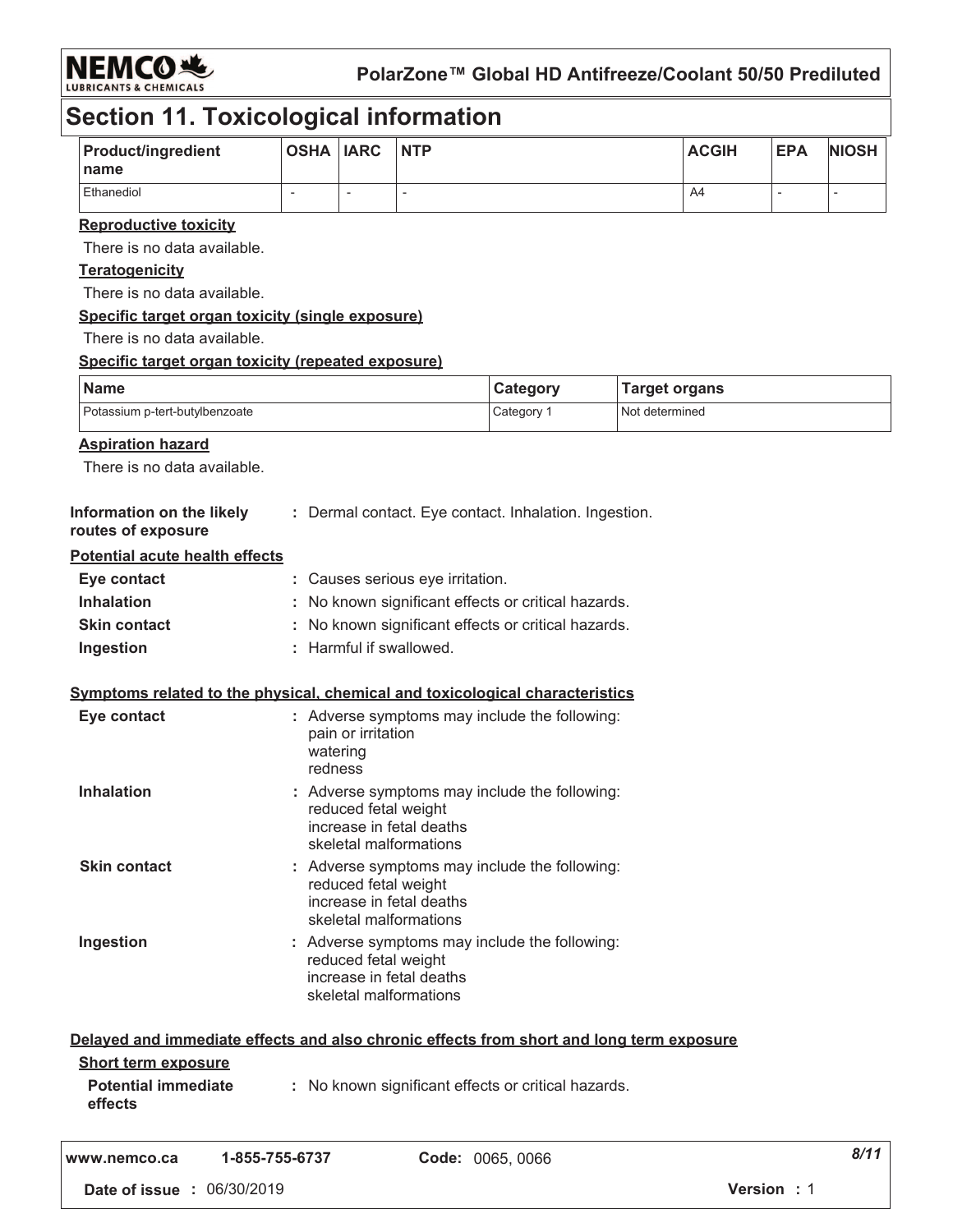# Section 11. Toxicological information

| Product/ingredient name | OSHA | IARC | NTP | ACGIH | EPA | NIOSH |
|---|---|---|---|---|---|---|
| Ethanediol | - | - | - | A4 | - | - |

**Reproductive toxicity**

There is no data available.

**Teratogenicity**

There is no data available.

**Specific target organ toxicity (single exposure)**

There is no data available.

**Specific target organ toxicity (repeated exposure)**

| Name | Category | Target organs |
|---|---|---|
| Potassium p-tert-butylbenzoate | Category 1 | Not determined |

**Aspiration hazard**

There is no data available.

**Information on the likely routes of exposure** : Dermal contact. Eye contact. Inhalation. Ingestion.

**Potential acute health effects**

**Eye contact** : Causes serious eye irritation.

**Inhalation** : No known significant effects or critical hazards.

**Skin contact** : No known significant effects or critical hazards.

**Ingestion** : Harmful if swallowed.

**Symptoms related to the physical, chemical and toxicological characteristics**

**Eye contact** : Adverse symptoms may include the following:
pain or irritation
watering
redness

**Inhalation** : Adverse symptoms may include the following:
reduced fetal weight
increase in fetal deaths
skeletal malformations

**Skin contact** : Adverse symptoms may include the following:
reduced fetal weight
increase in fetal deaths
skeletal malformations

**Ingestion** : Adverse symptoms may include the following:
reduced fetal weight
increase in fetal deaths
skeletal malformations

**Delayed and immediate effects and also chronic effects from short and long term exposure**

**Short term exposure**

**Potential immediate effects** : No known significant effects or critical hazards.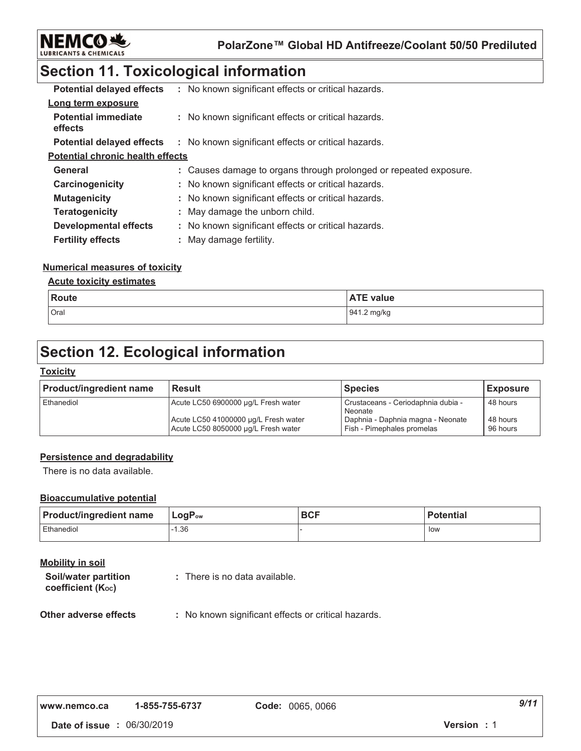## Section 11. Toxicological information

**Potential delayed effects** : No known significant effects or critical hazards.

**Long term exposure**

**Potential immediate effects** : No known significant effects or critical hazards.

**Potential delayed effects** : No known significant effects or critical hazards.

**Potential chronic health effects**

**General** : Causes damage to organs through prolonged or repeated exposure.

**Carcinogenicity** : No known significant effects or critical hazards.

**Mutagenicity** : No known significant effects or critical hazards.

**Teratogenicity** : May damage the unborn child.

**Developmental effects** : No known significant effects or critical hazards.

**Fertility effects** : May damage fertility.

**Numerical measures of toxicity**

**Acute toxicity estimates**

| Route | ATE value |
|---|---|
| Oral | 941.2 mg/kg |

## Section 12. Ecological information

**Toxicity**

| Product/ingredient name | Result | Species | Exposure |
|---|---|---|---|
| Ethanediol | Acute LC50 6900000 µg/L Fresh water | Crustaceans - Ceriodaphnia dubia - Neonate | 48 hours |
| | Acute LC50 41000000 µg/L Fresh water | Daphnia - Daphnia magna - Neonate | 48 hours |
| | Acute LC50 8050000 µg/L Fresh water | Fish - Pimephales promelas | 96 hours |

**Persistence and degradability**

There is no data available.

**Bioaccumulative potential**

| Product/ingredient name | $LogP_{ow}$ | BCF | Potential |
|---|---|---|---|
| Ethanediol | -1.36 | - | low |

**Mobility in soil**

**Soil/water partition coefficient ($K_{OC}$)** : There is no data available.

**Other adverse effects** : No known significant effects or critical hazards.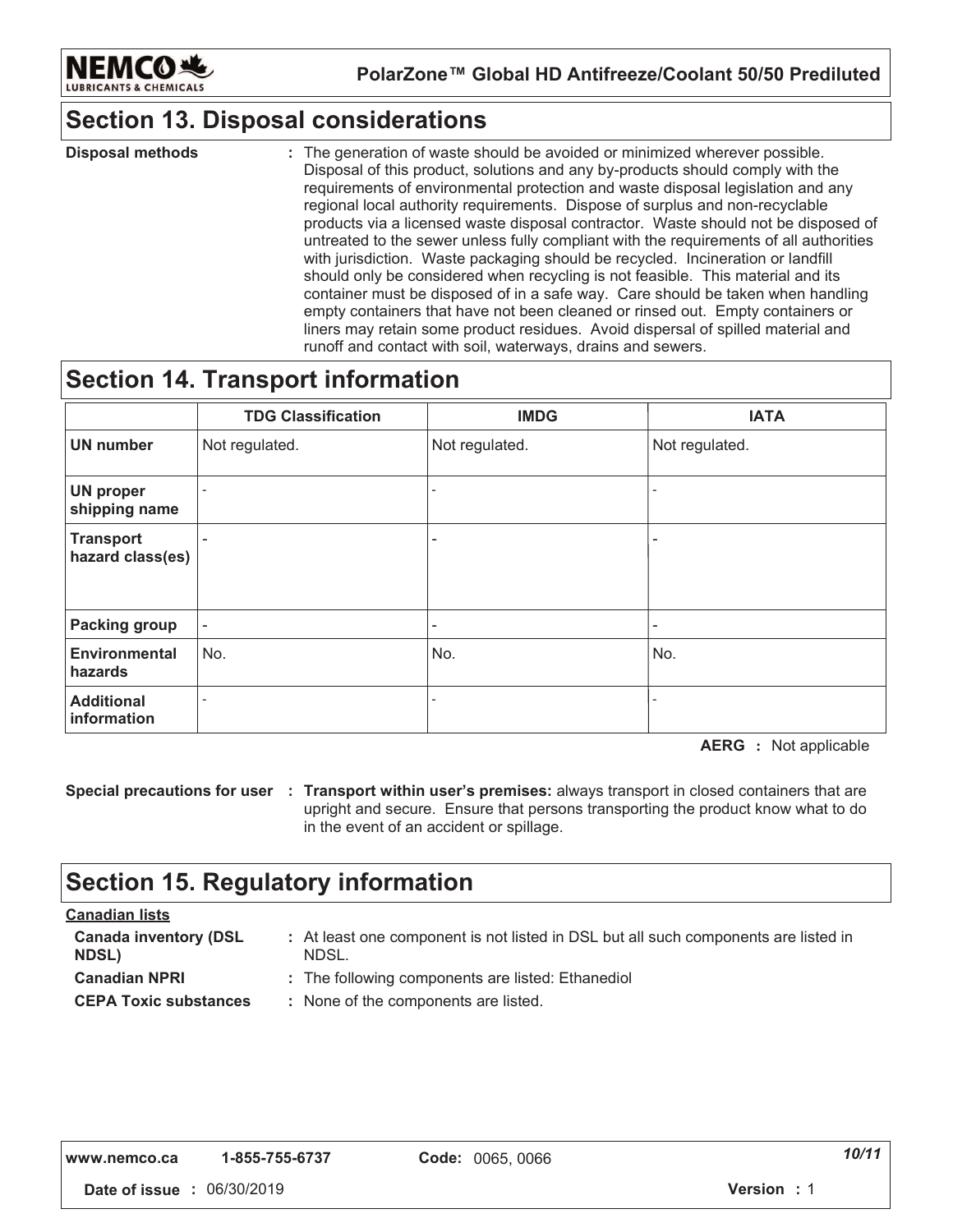## Section 13. Disposal considerations

**Disposal methods** : The generation of waste should be avoided or minimized wherever possible. Disposal of this product, solutions and any by-products should comply with the requirements of environmental protection and waste disposal legislation and any regional local authority requirements. Dispose of surplus and non-recyclable products via a licensed waste disposal contractor. Waste should not be disposed of untreated to the sewer unless fully compliant with the requirements of all authorities with jurisdiction. Waste packaging should be recycled. Incineration or landfill should only be considered when recycling is not feasible. This material and its container must be disposed of in a safe way. Care should be taken when handling empty containers that have not been cleaned or rinsed out. Empty containers or liners may retain some product residues. Avoid dispersal of spilled material and runoff and contact with soil, waterways, drains and sewers.

## Section 14. Transport information

| | TDG Classification | IMDG | IATA |
|---|---|---|---|
| **UN number** | Not regulated. | Not regulated. | Not regulated. |
| **UN proper shipping name** | - | - | - |
| **Transport hazard class(es)** | - | - | - |
| **Packing group** | - | - | - |
| **Environmental hazards** | No. | No. | No. |
| **Additional information** | - | - | - |

**AERG** : Not applicable

**Special precautions for user** : **Transport within user's premises:** always transport in closed containers that are upright and secure. Ensure that persons transporting the product know what to do in the event of an accident or spillage.

## Section 15. Regulatory information

**Canadian lists**

**Canada inventory (DSL NDSL)** : At least one component is not listed in DSL but all such components are listed in NDSL.

**Canadian NPRI** : The following components are listed: Ethanediol

**CEPA Toxic substances** : None of the components are listed.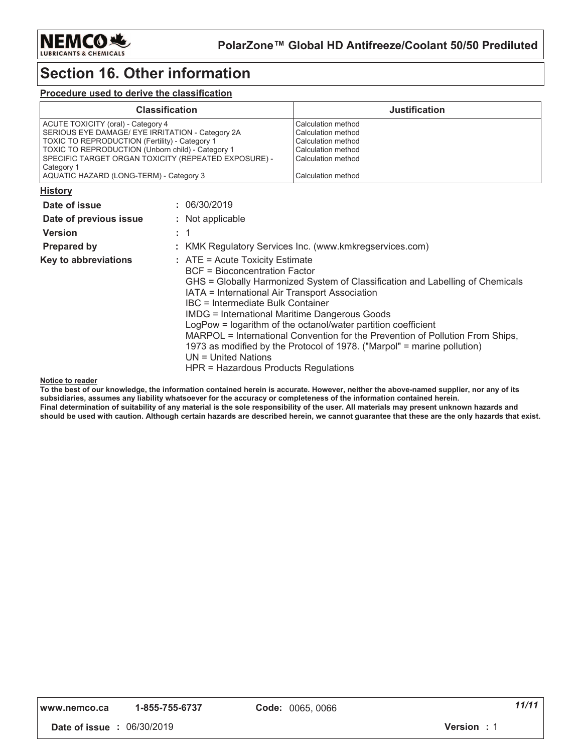## Section 16. Other information

**Procedure used to derive the classification**

| Classification | Justification |
|---|---|
| ACUTE TOXICITY (oral) - Category 4 | Calculation method |
| SERIOUS EYE DAMAGE/ EYE IRRITATION - Category 2A | Calculation method |
| TOXIC TO REPRODUCTION (Fertility) - Category 1 | Calculation method |
| TOXIC TO REPRODUCTION (Unborn child) - Category 1 | Calculation method |
| SPECIFIC TARGET ORGAN TOXICITY (REPEATED EXPOSURE) - Category 1 | Calculation method |
| AQUATIC HAZARD (LONG-TERM) - Category 3 | Calculation method |

**History**

**Date of issue** : 06/30/2019

**Date of previous issue** : Not applicable

**Version** : 1

**Prepared by** : KMK Regulatory Services Inc. (www.kmkregservices.com)

**Key to abbreviations** : ATE = Acute Toxicity Estimate
BCF = Bioconcentration Factor
GHS = Globally Harmonized System of Classification and Labelling of Chemicals
IATA = International Air Transport Association
IBC = Intermediate Bulk Container
IMDG = International Maritime Dangerous Goods
LogPow = logarithm of the octanol/water partition coefficient
MARPOL = International Convention for the Prevention of Pollution From Ships, 1973 as modified by the Protocol of 1978. ("Marpol" = marine pollution)
UN = United Nations
HPR = Hazardous Products Regulations

**Notice to reader**

**To the best of our knowledge, the information contained herein is accurate. However, neither the above-named supplier, nor any of its subsidiaries, assumes any liability whatsoever for the accuracy or completeness of the information contained herein.**
**Final determination of suitability of any material is the sole responsibility of the user. All materials may present unknown hazards and should be used with caution. Although certain hazards are described herein, we cannot guarantee that these are the only hazards that exist.**